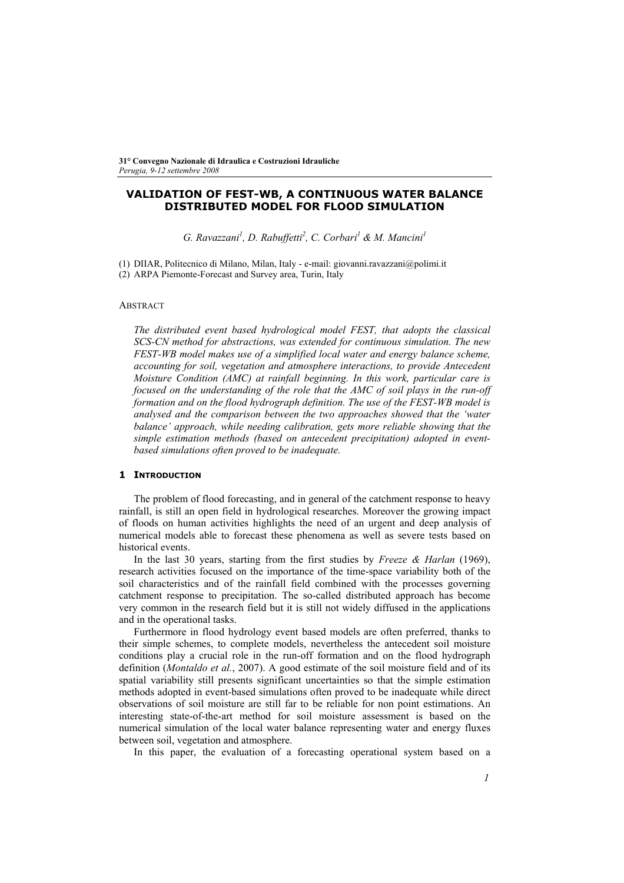# VALIDATION OF FEST-WB, A CONTINUOUS WATER BALANCE DISTRIBUTED MODEL FOR FLOOD SIMULATION

*G. Ravazzani[1], D. Rabuffetti[2], C. Corbari[1] & M. Mancini[1]*

(1) DIIAR, Politecnico di Milano, Milan, Italy - e-mail: giovanni.ravazzani@polimi.it
(2) ARPA Piemonte-Forecast and Survey area, Turin, Italy

## ABSTRACT

*The distributed event based hydrological model FEST, that adopts the classical SCS-CN method for abstractions, was extended for continuous simulation. The new FEST-WB model makes use of a simplified local water and energy balance scheme, accounting for soil, vegetation and atmosphere interactions, to provide Antecedent Moisture Condition (AMC) at rainfall beginning. In this work, particular care is focused on the understanding of the role that the AMC of soil plays in the run-off formation and on the flood hydrograph definition. The use of the FEST-WB model is analysed and the comparison between the two approaches showed that the 'water balance' approach, while needing calibration, gets more reliable showing that the simple estimation methods (based on antecedent precipitation) adopted in event-based simulations often proved to be inadequate.*

## 1 INTRODUCTION

The problem of flood forecasting, and in general of the catchment response to heavy rainfall, is still an open field in hydrological researches. Moreover the growing impact of floods on human activities highlights the need of an urgent and deep analysis of numerical models able to forecast these phenomena as well as severe tests based on historical events.

In the last 30 years, starting from the first studies by *Freeze & Harlan* (1969), research activities focused on the importance of the time-space variability both of the soil characteristics and of the rainfall field combined with the processes governing catchment response to precipitation. The so-called distributed approach has become very common in the research field but it is still not widely diffused in the applications and in the operational tasks.

Furthermore in flood hydrology event based models are often preferred, thanks to their simple schemes, to complete models, nevertheless the antecedent soil moisture conditions play a crucial role in the run-off formation and on the flood hydrograph definition (*Montaldo et al.*, 2007). A good estimate of the soil moisture field and of its spatial variability still presents significant uncertainties so that the simple estimation methods adopted in event-based simulations often proved to be inadequate while direct observations of soil moisture are still far to be reliable for non point estimations. An interesting state-of-the-art method for soil moisture assessment is based on the numerical simulation of the local water balance representing water and energy fluxes between soil, vegetation and atmosphere.

In this paper, the evaluation of a forecasting operational system based on a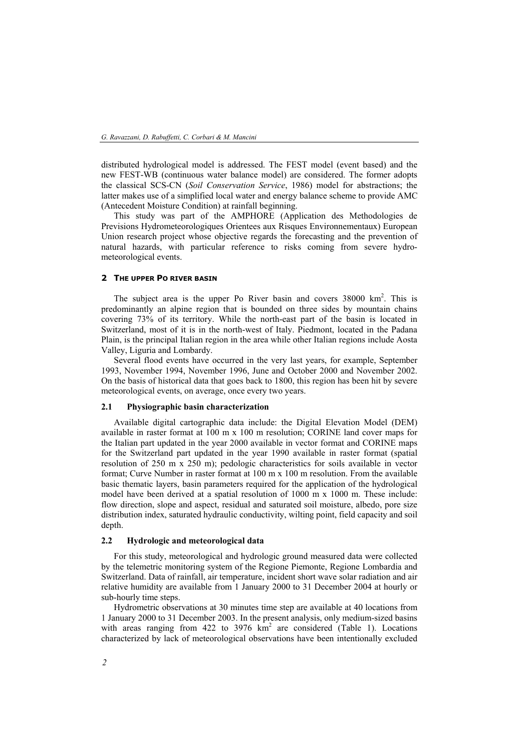distributed hydrological model is addressed. The FEST model (event based) and the new FEST-WB (continuous water balance model) are considered. The former adopts the classical SCS-CN (*Soil Conservation Service*, 1986) model for abstractions; the latter makes use of a simplified local water and energy balance scheme to provide AMC (Antecedent Moisture Condition) at rainfall beginning.

This study was part of the AMPHORE (Application des Methodologies de Previsions Hydrometeorologiques Orientees aux Risques Environnementaux) European Union research project whose objective regards the forecasting and the prevention of natural hazards, with particular reference to risks coming from severe hydro-meteorological events.

## 2 THE UPPER PO RIVER BASIN

The subject area is the upper Po River basin and covers 38000 km$^2$. This is predominantly an alpine region that is bounded on three sides by mountain chains covering 73% of its territory. While the north-east part of the basin is located in Switzerland, most of it is in the north-west of Italy. Piedmont, located in the Padana Plain, is the principal Italian region in the area while other Italian regions include Aosta Valley, Liguria and Lombardy.

Several flood events have occurred in the very last years, for example, September 1993, November 1994, November 1996, June and October 2000 and November 2002. On the basis of historical data that goes back to 1800, this region has been hit by severe meteorological events, on average, once every two years.

### 2.1 Physiographic basin characterization

Available digital cartographic data include: the Digital Elevation Model (DEM) available in raster format at 100 m x 100 m resolution; CORINE land cover maps for the Italian part updated in the year 2000 available in vector format and CORINE maps for the Switzerland part updated in the year 1990 available in raster format (spatial resolution of 250 m x 250 m); pedologic characteristics for soils available in vector format; Curve Number in raster format at 100 m x 100 m resolution. From the available basic thematic layers, basin parameters required for the application of the hydrological model have been derived at a spatial resolution of 1000 m x 1000 m. These include: flow direction, slope and aspect, residual and saturated soil moisture, albedo, pore size distribution index, saturated hydraulic conductivity, wilting point, field capacity and soil depth.

### 2.2 Hydrologic and meteorological data

For this study, meteorological and hydrologic ground measured data were collected by the telemetric monitoring system of the Regione Piemonte, Regione Lombardia and Switzerland. Data of rainfall, air temperature, incident short wave solar radiation and air relative humidity are available from 1 January 2000 to 31 December 2004 at hourly or sub-hourly time steps.

Hydrometric observations at 30 minutes time step are available at 40 locations from 1 January 2000 to 31 December 2003. In the present analysis, only medium-sized basins with areas ranging from 422 to 3976 km$^2$ are considered (Table 1). Locations characterized by lack of meteorological observations have been intentionally excluded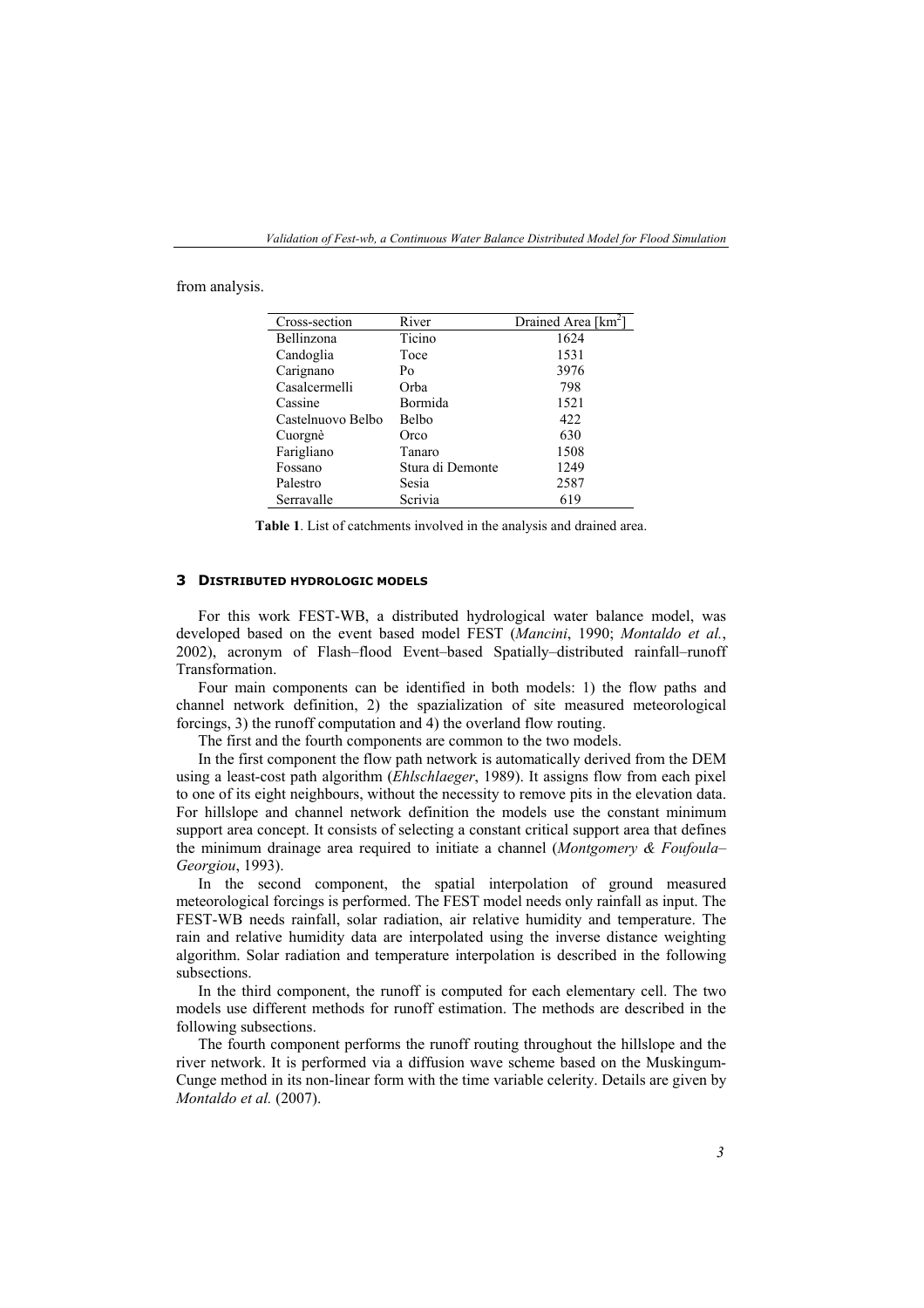from analysis.

| Cross-section | River | Drained Area [km$^2$] |
|---|---|---|
| Bellinzona | Ticino | 1624 |
| Candoglia | Toce | 1531 |
| Carignano | Po | 3976 |
| Casalcermelli | Orba | 798 |
| Cassine | Bormida | 1521 |
| Castelnuovo Belbo | Belbo | 422 |
| Cuorgnè | Orco | 630 |
| Farigliano | Tanaro | 1508 |
| Fossano | Stura di Demonte | 1249 |
| Palestro | Sesia | 2587 |
| Serravalle | Scrivia | 619 |

**Table 1**. List of catchments involved in the analysis and drained area.

## 3 DISTRIBUTED HYDROLOGIC MODELS

For this work FEST-WB, a distributed hydrological water balance model, was developed based on the event based model FEST (*Mancini*, 1990; *Montaldo et al.*, 2002), acronym of Flash–flood Event–based Spatially–distributed rainfall–runoff Transformation.

Four main components can be identified in both models: 1) the flow paths and channel network definition, 2) the spazialization of site measured meteorological forcings, 3) the runoff computation and 4) the overland flow routing.

The first and the fourth components are common to the two models.

In the first component the flow path network is automatically derived from the DEM using a least-cost path algorithm (*Ehlschlaeger*, 1989). It assigns flow from each pixel to one of its eight neighbours, without the necessity to remove pits in the elevation data. For hillslope and channel network definition the models use the constant minimum support area concept. It consists of selecting a constant critical support area that defines the minimum drainage area required to initiate a channel (*Montgomery & Foufoula–Georgiou*, 1993).

In the second component, the spatial interpolation of ground measured meteorological forcings is performed. The FEST model needs only rainfall as input. The FEST-WB needs rainfall, solar radiation, air relative humidity and temperature. The rain and relative humidity data are interpolated using the inverse distance weighting algorithm. Solar radiation and temperature interpolation is described in the following subsections.

In the third component, the runoff is computed for each elementary cell. The two models use different methods for runoff estimation. The methods are described in the following subsections.

The fourth component performs the runoff routing throughout the hillslope and the river network. It is performed via a diffusion wave scheme based on the Muskingum-Cunge method in its non-linear form with the time variable celerity. Details are given by *Montaldo et al.* (2007).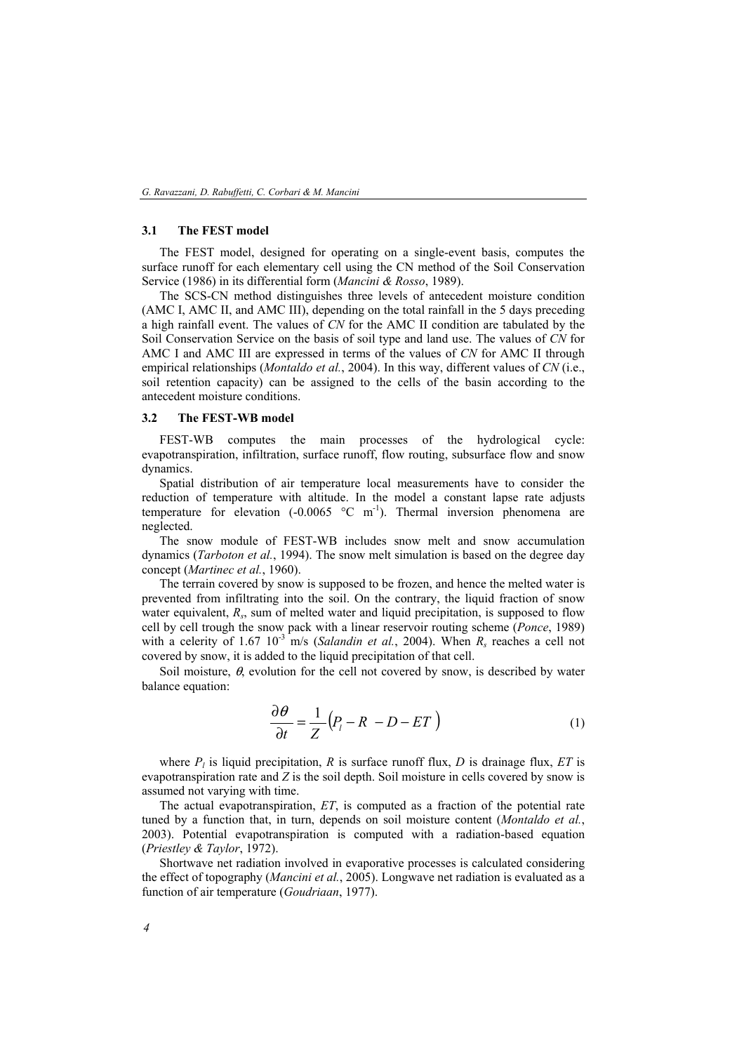### 3.1 The FEST model

The FEST model, designed for operating on a single-event basis, computes the surface runoff for each elementary cell using the CN method of the Soil Conservation Service (1986) in its differential form (*Mancini & Rosso*, 1989).

The SCS-CN method distinguishes three levels of antecedent moisture condition (AMC I, AMC II, and AMC III), depending on the total rainfall in the 5 days preceding a high rainfall event. The values of *CN* for the AMC II condition are tabulated by the Soil Conservation Service on the basis of soil type and land use. The values of *CN* for AMC I and AMC III are expressed in terms of the values of *CN* for AMC II through empirical relationships (*Montaldo et al.*, 2004). In this way, different values of *CN* (i.e., soil retention capacity) can be assigned to the cells of the basin according to the antecedent moisture conditions.

### 3.2 The FEST-WB model

FEST-WB computes the main processes of the hydrological cycle: evapotranspiration, infiltration, surface runoff, flow routing, subsurface flow and snow dynamics.

Spatial distribution of air temperature local measurements have to consider the reduction of temperature with altitude. In the model a constant lapse rate adjusts temperature for elevation (-0.0065 °C m$^{-1}$). Thermal inversion phenomena are neglected.

The snow module of FEST-WB includes snow melt and snow accumulation dynamics (*Tarboton et al.*, 1994). The snow melt simulation is based on the degree day concept (*Martinec et al.*, 1960).

The terrain covered by snow is supposed to be frozen, and hence the melted water is prevented from infiltrating into the soil. On the contrary, the liquid fraction of snow water equivalent, $R_s$, sum of melted water and liquid precipitation, is supposed to flow cell by cell trough the snow pack with a linear reservoir routing scheme (*Ponce*, 1989) with a celerity of 1.67 10$^{-3}$ m/s (*Salandin et al.*, 2004). When $R_s$ reaches a cell not covered by snow, it is added to the liquid precipitation of that cell.

Soil moisture, $\theta$, evolution for the cell not covered by snow, is described by water balance equation:

$$\frac{\partial \theta}{\partial t} = \frac{1}{Z}\left(P_l - R - D - ET\right) \tag{1}$$

where $P_l$ is liquid precipitation, $R$ is surface runoff flux, $D$ is drainage flux, $ET$ is evapotranspiration rate and $Z$ is the soil depth. Soil moisture in cells covered by snow is assumed not varying with time.

The actual evapotranspiration, $ET$, is computed as a fraction of the potential rate tuned by a function that, in turn, depends on soil moisture content (*Montaldo et al.*, 2003). Potential evapotranspiration is computed with a radiation-based equation (*Priestley & Taylor*, 1972).

Shortwave net radiation involved in evaporative processes is calculated considering the effect of topography (*Mancini et al.*, 2005). Longwave net radiation is evaluated as a function of air temperature (*Goudriaan*, 1977).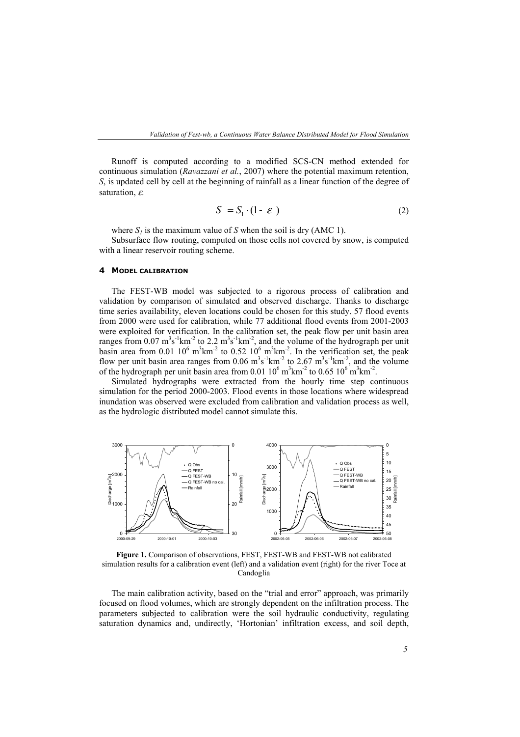Runoff is computed according to a modified SCS-CN method extended for continuous simulation (*Ravazzani et al.*, 2007) where the potential maximum retention, $S$, is updated cell by cell at the beginning of rainfall as a linear function of the degree of saturation, $\varepsilon$.

$$S = S_1 \cdot (1 - \varepsilon) \tag{2}$$

where $S_1$ is the maximum value of $S$ when the soil is dry (AMC 1).

Subsurface flow routing, computed on those cells not covered by snow, is computed with a linear reservoir routing scheme.

## 4 MODEL CALIBRATION

The FEST-WB model was subjected to a rigorous process of calibration and validation by comparison of simulated and observed discharge. Thanks to discharge time series availability, eleven locations could be chosen for this study. 57 flood events from 2000 were used for calibration, while 77 additional flood events from 2001-2003 were exploited for verification. In the calibration set, the peak flow per unit basin area ranges from 0.07 $m^3s^{-1}km^{-2}$ to 2.2 $m^3s^{-1}km^{-2}$, and the volume of the hydrograph per unit basin area from 0.01 $10^6$ $m^3km^{-2}$ to 0.52 $10^6$ $m^3km^{-2}$. In the verification set, the peak flow per unit basin area ranges from 0.06 $m^3s^{-1}km^{-2}$ to 2.67 $m^3s^{-1}km^{-2}$, and the volume of the hydrograph per unit basin area from 0.01 $10^6$ $m^3km^{-2}$ to 0.65 $10^6$ $m^3km^{-2}$.

Simulated hydrographs were extracted from the hourly time step continuous simulation for the period 2000-2003. Flood events in those locations where widespread inundation was observed were excluded from calibration and validation process as well, as the hydrologic distributed model cannot simulate this.

**Figure 1.** Comparison of observations, FEST, FEST-WB and FEST-WB not calibrated simulation results for a calibration event (left) and a validation event (right) for the river Toce at Candoglia

The main calibration activity, based on the "trial and error" approach, was primarily focused on flood volumes, which are strongly dependent on the infiltration process. The parameters subjected to calibration were the soil hydraulic conductivity, regulating saturation dynamics and, undirectly, 'Hortonian' infiltration excess, and soil depth,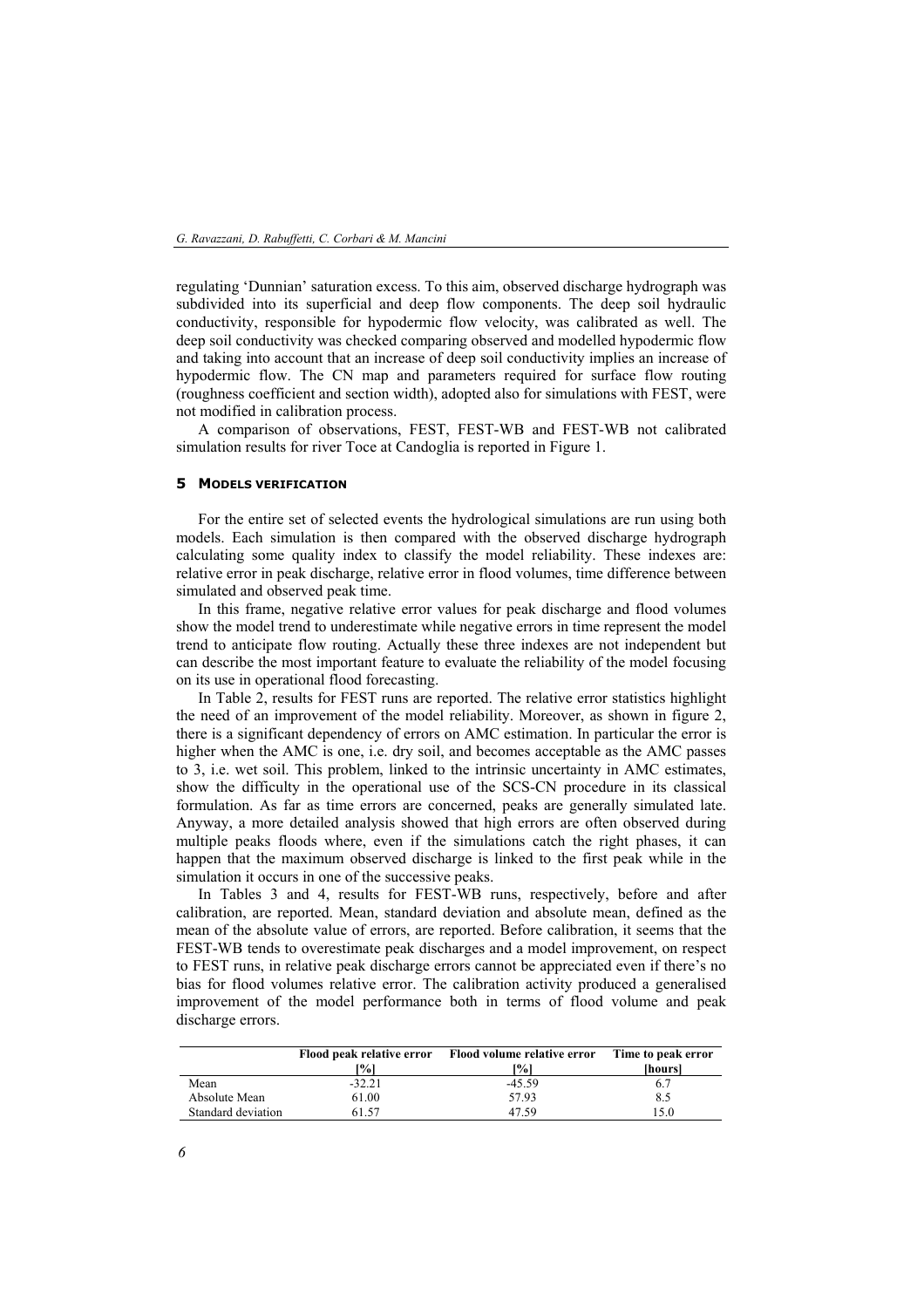regulating 'Dunnian' saturation excess. To this aim, observed discharge hydrograph was subdivided into its superficial and deep flow components. The deep soil hydraulic conductivity, responsible for hypodermic flow velocity, was calibrated as well. The deep soil conductivity was checked comparing observed and modelled hypodermic flow and taking into account that an increase of deep soil conductivity implies an increase of hypodermic flow. The CN map and parameters required for surface flow routing (roughness coefficient and section width), adopted also for simulations with FEST, were not modified in calibration process.

A comparison of observations, FEST, FEST-WB and FEST-WB not calibrated simulation results for river Toce at Candoglia is reported in Figure 1.

## 5 MODELS VERIFICATION

For the entire set of selected events the hydrological simulations are run using both models. Each simulation is then compared with the observed discharge hydrograph calculating some quality index to classify the model reliability. These indexes are: relative error in peak discharge, relative error in flood volumes, time difference between simulated and observed peak time.

In this frame, negative relative error values for peak discharge and flood volumes show the model trend to underestimate while negative errors in time represent the model trend to anticipate flow routing. Actually these three indexes are not independent but can describe the most important feature to evaluate the reliability of the model focusing on its use in operational flood forecasting.

In Table 2, results for FEST runs are reported. The relative error statistics highlight the need of an improvement of the model reliability. Moreover, as shown in figure 2, there is a significant dependency of errors on AMC estimation. In particular the error is higher when the AMC is one, i.e. dry soil, and becomes acceptable as the AMC passes to 3, i.e. wet soil. This problem, linked to the intrinsic uncertainty in AMC estimates, show the difficulty in the operational use of the SCS-CN procedure in its classical formulation. As far as time errors are concerned, peaks are generally simulated late. Anyway, a more detailed analysis showed that high errors are often observed during multiple peaks floods where, even if the simulations catch the right phases, it can happen that the maximum observed discharge is linked to the first peak while in the simulation it occurs in one of the successive peaks.

In Tables 3 and 4, results for FEST-WB runs, respectively, before and after calibration, are reported. Mean, standard deviation and absolute mean, defined as the mean of the absolute value of errors, are reported. Before calibration, it seems that the FEST-WB tends to overestimate peak discharges and a model improvement, on respect to FEST runs, in relative peak discharge errors cannot be appreciated even if there's no bias for flood volumes relative error. The calibration activity produced a generalised improvement of the model performance both in terms of flood volume and peak discharge errors.

| | Flood peak relative error [%] | Flood volume relative error [%] | Time to peak error [hours] |
|---|---|---|---|
| Mean | -32.21 | -45.59 | 6.7 |
| Absolute Mean | 61.00 | 57.93 | 8.5 |
| Standard deviation | 61.57 | 47.59 | 15.0 |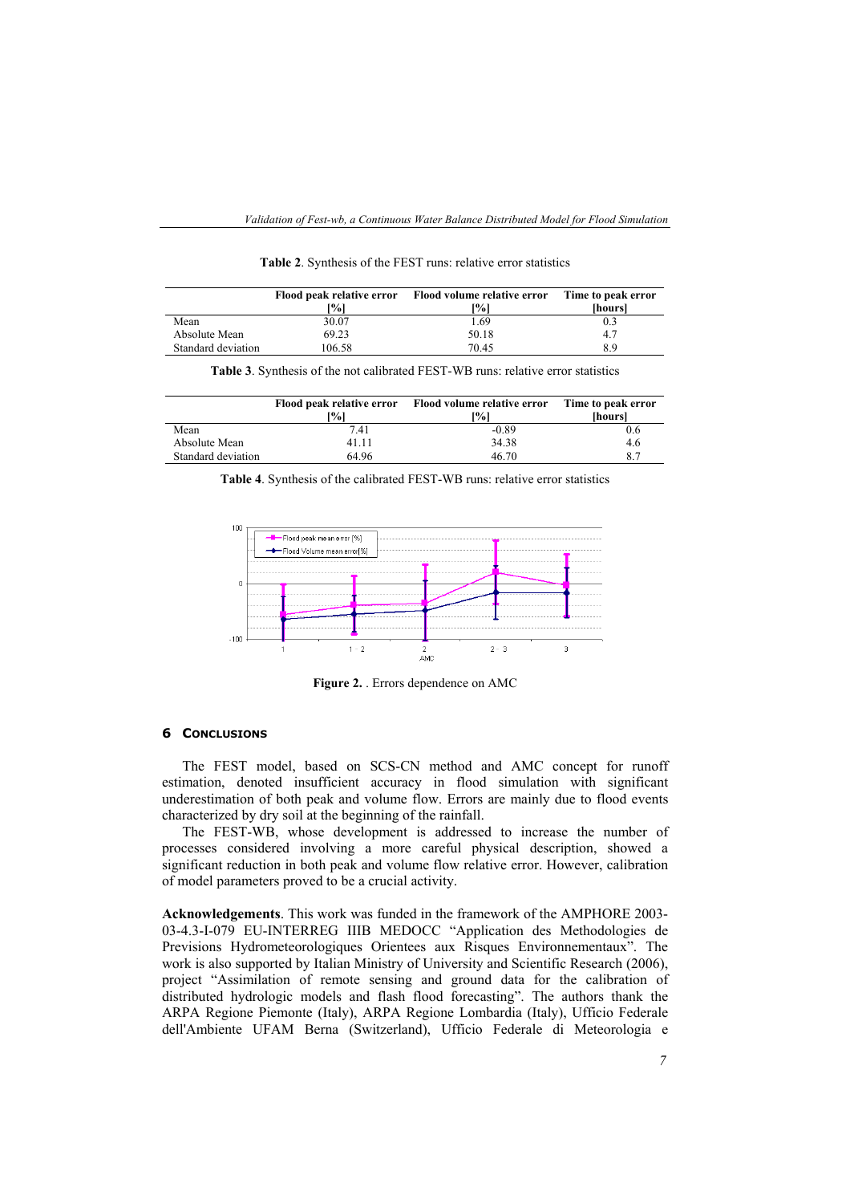**Table 2**. Synthesis of the FEST runs: relative error statistics

| | Flood peak relative error [%] | Flood volume relative error [%] | Time to peak error [hours] |
|---|---|---|---|
| Mean | 30.07 | 1.69 | 0.3 |
| Absolute Mean | 69.23 | 50.18 | 4.7 |
| Standard deviation | 106.58 | 70.45 | 8.9 |

**Table 3**. Synthesis of the not calibrated FEST-WB runs: relative error statistics

| | Flood peak relative error [%] | Flood volume relative error [%] | Time to peak error [hours] |
|---|---|---|---|
| Mean | 7.41 | -0.89 | 0.6 |
| Absolute Mean | 41.11 | 34.38 | 4.6 |
| Standard deviation | 64.96 | 46.70 | 8.7 |

**Table 4**. Synthesis of the calibrated FEST-WB runs: relative error statistics

**Figure 2.** . Errors dependence on AMC

## 6 CONCLUSIONS

The FEST model, based on SCS-CN method and AMC concept for runoff estimation, denoted insufficient accuracy in flood simulation with significant underestimation of both peak and volume flow. Errors are mainly due to flood events characterized by dry soil at the beginning of the rainfall.

The FEST-WB, whose development is addressed to increase the number of processes considered involving a more careful physical description, showed a significant reduction in both peak and volume flow relative error. However, calibration of model parameters proved to be a crucial activity.

**Acknowledgements**. This work was funded in the framework of the AMPHORE 2003-03-4.3-I-079 EU-INTERREG IIIB MEDOCC "Application des Methodologies de Previsions Hydrometeorologiques Orientees aux Risques Environnementaux". The work is also supported by Italian Ministry of University and Scientific Research (2006), project "Assimilation of remote sensing and ground data for the calibration of distributed hydrologic models and flash flood forecasting". The authors thank the ARPA Regione Piemonte (Italy), ARPA Regione Lombardia (Italy), Ufficio Federale dell'Ambiente UFAM Berna (Switzerland), Ufficio Federale di Meteorologia e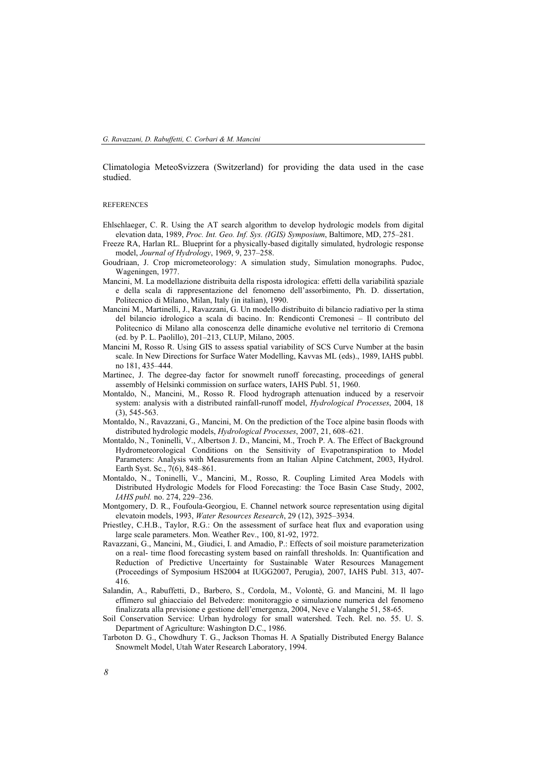Climatologia MeteoSvizzera (Switzerland) for providing the data used in the case studied.

## REFERENCES

Ehlschlaeger, C. R. Using the AT search algorithm to develop hydrologic models from digital elevation data, 1989, *Proc. Int. Geo. Inf. Sys. (IGIS) Symposium*, Baltimore, MD, 275–281.

Freeze RA, Harlan RL. Blueprint for a physically-based digitally simulated, hydrologic response model, *Journal of Hydrology*, 1969, 9, 237–258.

Goudriaan, J. Crop micrometeorology: A simulation study, Simulation monographs. Pudoc, Wageningen, 1977.

Mancini, M. La modellazione distribuita della risposta idrologica: effetti della variabilità spaziale e della scala di rappresentazione del fenomeno dell'assorbimento, Ph. D. dissertation, Politecnico di Milano, Milan, Italy (in italian), 1990.

Mancini M., Martinelli, J., Ravazzani, G. Un modello distribuito di bilancio radiativo per la stima del bilancio idrologico a scala di bacino. In: Rendiconti Cremonesi – Il contributo del Politecnico di Milano alla conoscenza delle dinamiche evolutive nel territorio di Cremona (ed. by P. L. Paolillo), 201–213, CLUP, Milano, 2005.

Mancini M, Rosso R. Using GIS to assess spatial variability of SCS Curve Number at the basin scale. In New Directions for Surface Water Modelling, Kavvas ML (eds)., 1989, IAHS pubbl. no 181, 435–444.

Martinec, J. The degree-day factor for snowmelt runoff forecasting, proceedings of general assembly of Helsinki commission on surface waters, IAHS Publ. 51, 1960.

Montaldo, N., Mancini, M., Rosso R. Flood hydrograph attenuation induced by a reservoir system: analysis with a distributed rainfall-runoff model, *Hydrological Processes*, 2004, 18 (3), 545-563.

Montaldo, N., Ravazzani, G., Mancini, M. On the prediction of the Toce alpine basin floods with distributed hydrologic models, *Hydrological Processes*, 2007, 21, 608–621.

Montaldo, N., Toninelli, V., Albertson J. D., Mancini, M., Troch P. A. The Effect of Background Hydrometeorological Conditions on the Sensitivity of Evapotranspiration to Model Parameters: Analysis with Measurements from an Italian Alpine Catchment, 2003, Hydrol. Earth Syst. Sc., 7(6), 848–861.

Montaldo, N., Toninelli, V., Mancini, M., Rosso, R. Coupling Limited Area Models with Distributed Hydrologic Models for Flood Forecasting: the Toce Basin Case Study, 2002, *IAHS publ.* no. 274, 229–236.

Montgomery, D. R., Foufoula-Georgiou, E. Channel network source representation using digital elevatoin models, 1993, *Water Resources Research*, 29 (12), 3925–3934.

Priestley, C.H.B., Taylor, R.G.: On the assessment of surface heat flux and evaporation using large scale parameters. Mon. Weather Rev., 100, 81-92, 1972.

Ravazzani, G., Mancini, M., Giudici, I. and Amadio, P.: Effects of soil moisture parameterization on a real- time flood forecasting system based on rainfall thresholds. In: Quantification and Reduction of Predictive Uncertainty for Sustainable Water Resources Management (Proceedings of Symposium HS2004 at IUGG2007, Perugia), 2007, IAHS Publ. 313, 407-416.

Salandin, A., Rabuffetti, D., Barbero, S., Cordola, M., Volontè, G. and Mancini, M. Il lago effimero sul ghiacciaio del Belvedere: monitoraggio e simulazione numerica del fenomeno finalizzata alla previsione e gestione dell'emergenza, 2004, Neve e Valanghe 51, 58-65.

Soil Conservation Service: Urban hydrology for small watershed. Tech. Rel. no. 55. U. S. Department of Agriculture: Washington D.C., 1986.

Tarboton D. G., Chowdhury T. G., Jackson Thomas H. A Spatially Distributed Energy Balance Snowmelt Model, Utah Water Research Laboratory, 1994.